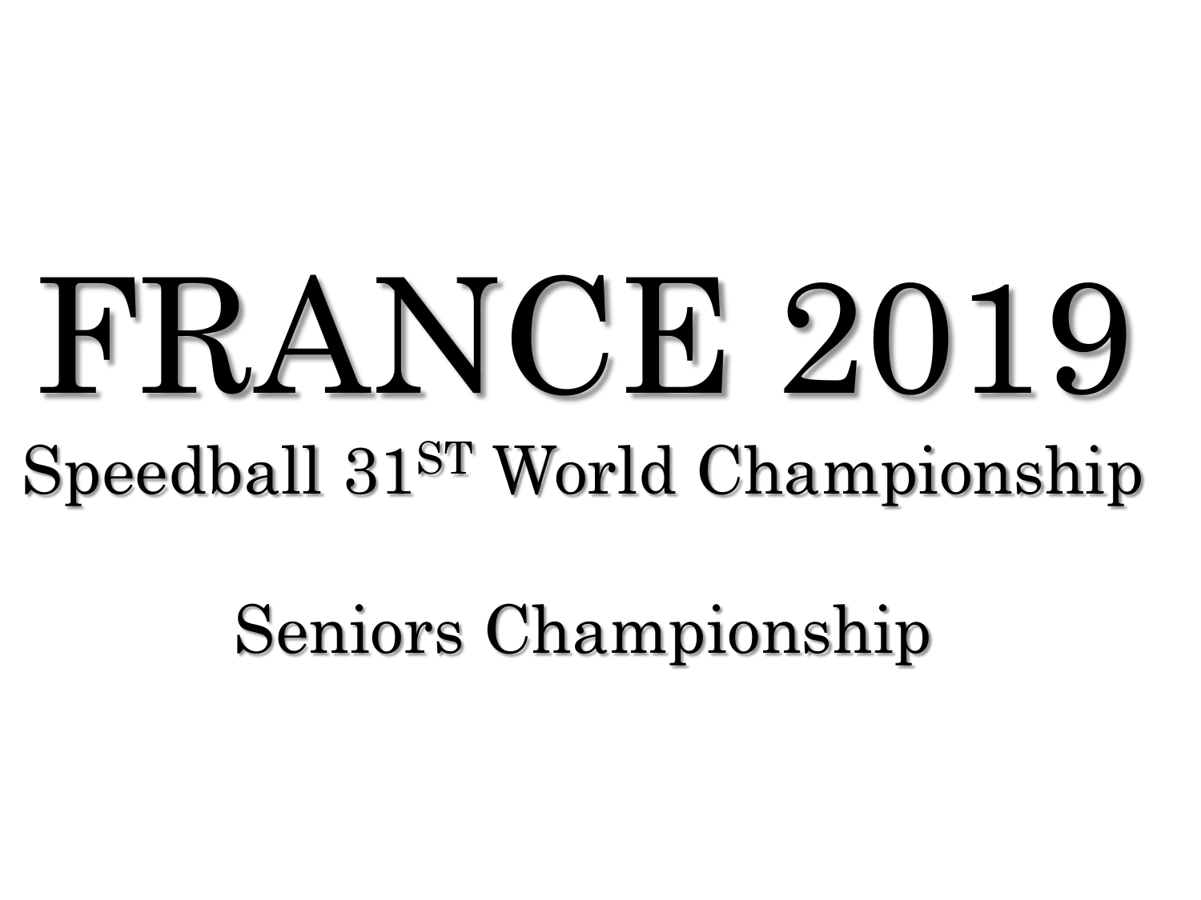# FRANCE 2019

## Speedball 31ST World Championship

## Seniors Championship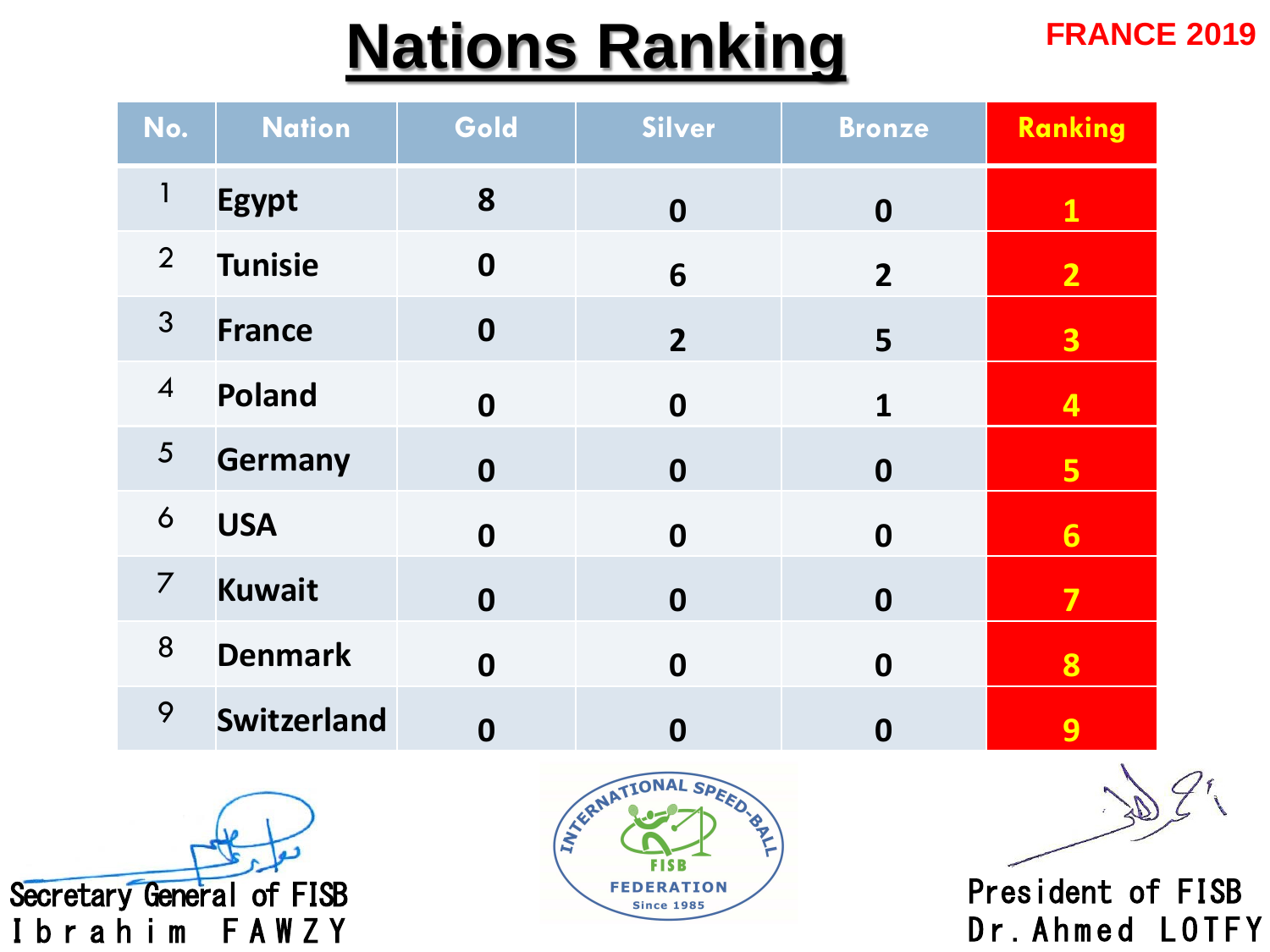# Nations Ranking

FRANCE 2019

| No. | Nation | Gold | Silver | Bronze | Ranking |
|---|---|---|---|---|---|
| 1 | Egypt | 8 | 0 | 0 | 1 |
| 2 | Tunisie | 0 | 6 | 2 | 2 |
| 3 | France | 0 | 2 | 5 | 3 |
| 4 | Poland | 0 | 0 | 1 | 4 |
| 5 | Germany | 0 | 0 | 0 | 5 |
| 6 | USA | 0 | 0 | 0 | 6 |
| 7 | Kuwait | 0 | 0 | 0 | 7 |
| 8 | Denmark | 0 | 0 | 0 | 8 |
| 9 | Switzerland | 0 | 0 | 0 | 9 |

Secretary General of FISB
Ibrahim FAWZY

INTERNATIONAL SPEED-BALL FISB FEDERATION Since 1985

President of FISB
Dr. Ahmed LOTFY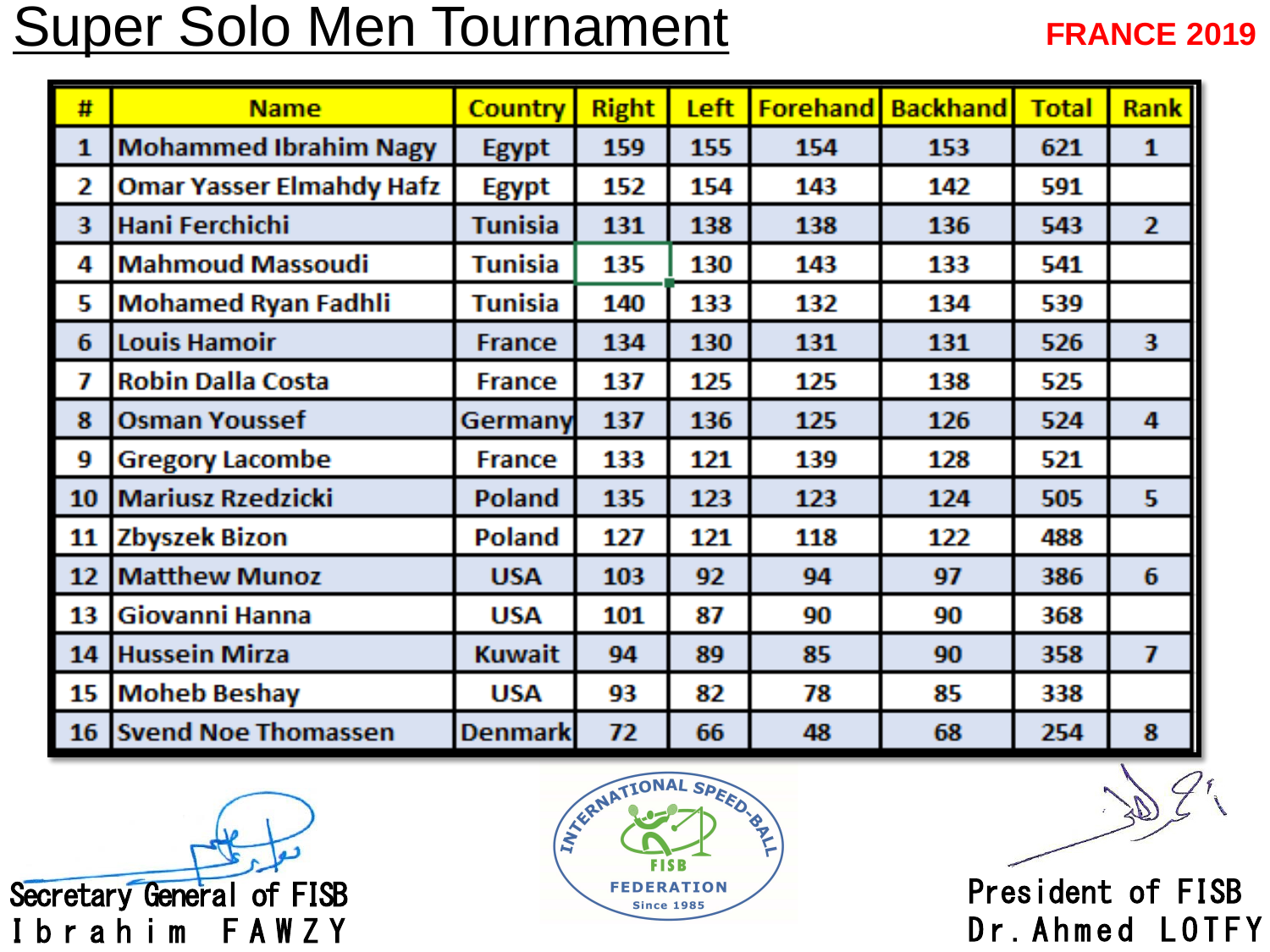# Super Solo Men Tournament

**FRANCE 2019**

| # | Name | Country | Right | Left | Forehand | Backhand | Total | Rank |
|---|---|---|---|---|---|---|---|---|
| 1 | Mohammed Ibrahim Nagy | Egypt | 159 | 155 | 154 | 153 | 621 | 1 |
| 2 | Omar Yasser Elmahdy Hafz | Egypt | 152 | 154 | 143 | 142 | 591 | |
| 3 | Hani Ferchichi | Tunisia | 131 | 138 | 138 | 136 | 543 | 2 |
| 4 | Mahmoud Massoudi | Tunisia | 135 | 130 | 143 | 133 | 541 | |
| 5 | Mohamed Ryan Fadhli | Tunisia | 140 | 133 | 132 | 134 | 539 | |
| 6 | Louis Hamoir | France | 134 | 130 | 131 | 131 | 526 | 3 |
| 7 | Robin Dalla Costa | France | 137 | 125 | 125 | 138 | 525 | |
| 8 | Osman Youssef | Germany | 137 | 136 | 125 | 126 | 524 | 4 |
| 9 | Gregory Lacombe | France | 133 | 121 | 139 | 128 | 521 | |
| 10 | Mariusz Rzedzicki | Poland | 135 | 123 | 123 | 124 | 505 | 5 |
| 11 | Zbyszek Bizon | Poland | 127 | 121 | 118 | 122 | 488 | |
| 12 | Matthew Munoz | USA | 103 | 92 | 94 | 97 | 386 | 6 |
| 13 | Giovanni Hanna | USA | 101 | 87 | 90 | 90 | 368 | |
| 14 | Hussein Mirza | Kuwait | 94 | 89 | 85 | 90 | 358 | 7 |
| 15 | Moheb Beshay | USA | 93 | 82 | 78 | 85 | 338 | |
| 16 | Svend Noe Thomassen | Denmark | 72 | 66 | 48 | 68 | 254 | 8 |

Secretary General of FISB
Ibrahim FAWZY

INTERNATIONAL SPEED-BALL FISB FEDERATION Since 1985

President of FISB
Dr. Ahmed LOTFY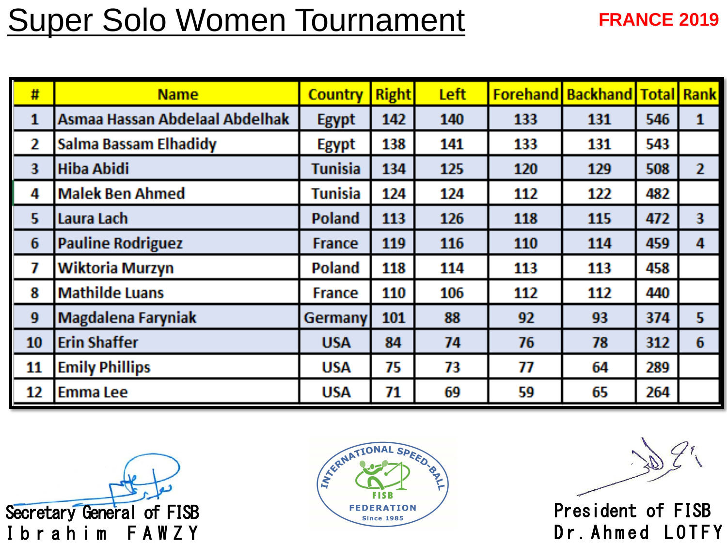# Super Solo Women Tournament

**FRANCE 2019**

| # | Name | Country | Right | Left | Forehand | Backhand | Total | Rank |
|---|---|---|---|---|---|---|---|---|
| 1 | Asmaa Hassan Abdelaal Abdelhak | Egypt | 142 | 140 | 133 | 131 | 546 | 1 |
| 2 | Salma Bassam Elhadidy | Egypt | 138 | 141 | 133 | 131 | 543 | |
| 3 | Hiba Abidi | Tunisia | 134 | 125 | 120 | 129 | 508 | 2 |
| 4 | Malek Ben Ahmed | Tunisia | 124 | 124 | 112 | 122 | 482 | |
| 5 | Laura Lach | Poland | 113 | 126 | 118 | 115 | 472 | 3 |
| 6 | Pauline Rodriguez | France | 119 | 116 | 110 | 114 | 459 | 4 |
| 7 | Wiktoria Murzyn | Poland | 118 | 114 | 113 | 113 | 458 | |
| 8 | Mathilde Luans | France | 110 | 106 | 112 | 112 | 440 | |
| 9 | Magdalena Faryniak | Germany | 101 | 88 | 92 | 93 | 374 | 5 |
| 10 | Erin Shaffer | USA | 84 | 74 | 76 | 78 | 312 | 6 |
| 11 | Emily Phillips | USA | 75 | 73 | 77 | 64 | 289 | |
| 12 | Emma Lee | USA | 71 | 69 | 59 | 65 | 264 | |

Secretary General of FISB
Ibrahim FAWZY

INTERNATIONAL SPEED-BALL FISB FEDERATION Since 1985

President of FISB
Dr. Ahmed LOTFY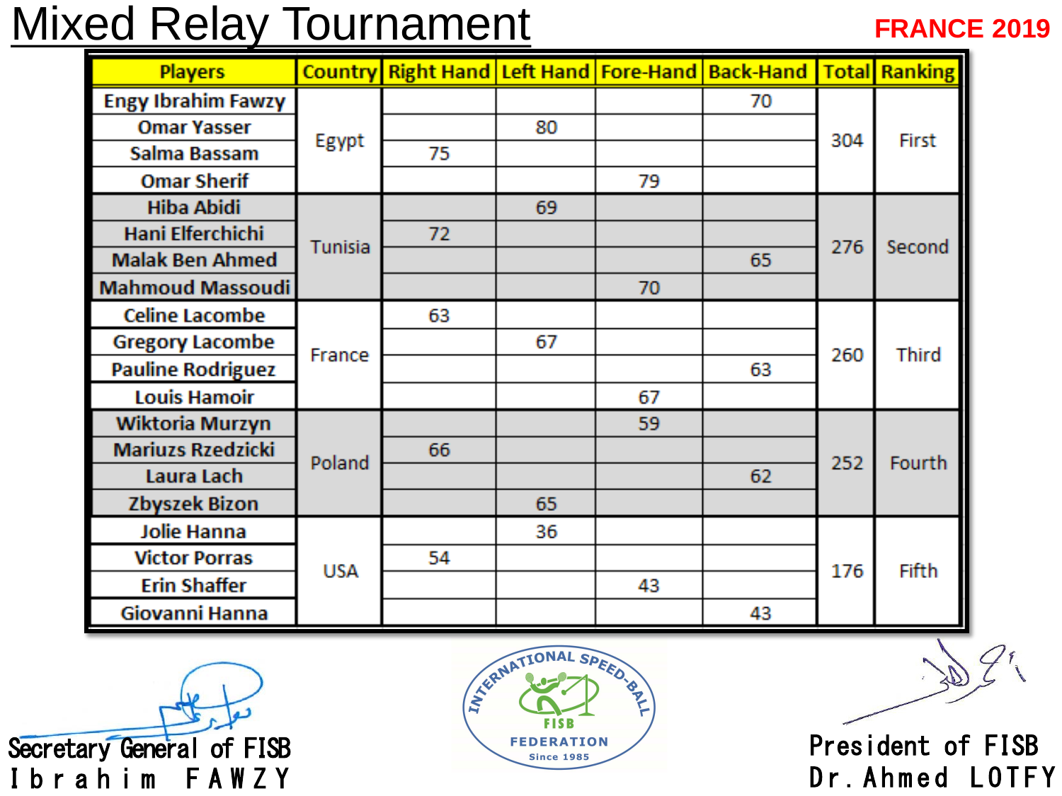# Mixed Relay Tournament

**FRANCE 2019**

| Players | Country | Right Hand | Left Hand | Fore-Hand | Back-Hand | Total | Ranking |
|---|---|---|---|---|---|---|---|
| Engy Ibrahim Fawzy | Egypt | | | | 70 | 304 | First |
| Omar Yasser | | | 80 | | | | |
| Salma Bassam | | 75 | | | | | |
| Omar Sherif | | | | 79 | | | |
| Hiba Abidi | Tunisia | | 69 | | | 276 | Second |
| Hani Elferchichi | | 72 | | | | | |
| Malak Ben Ahmed | | | | | 65 | | |
| Mahmoud Massoudi | | | | 70 | | | |
| Celine Lacombe | France | 63 | | | | 260 | Third |
| Gregory Lacombe | | | 67 | | | | |
| Pauline Rodriguez | | | | | 63 | | |
| Louis Hamoir | | | | 67 | | | |
| Wiktoria Murzyn | Poland | | | 59 | | 252 | Fourth |
| Mariuzs Rzedzicki | | 66 | | | | | |
| Laura Lach | | | | | 62 | | |
| Zbyszek Bizon | | | 65 | | | | |
| Jolie Hanna | USA | | 36 | | | 176 | Fifth |
| Victor Porras | | 54 | | | | | |
| Erin Shaffer | | | | 43 | | | |
| Giovanni Hanna | | | | | 43 | | |

Secretary General of FISB
Ibrahim FAWZY

INTERNATIONAL SPEED-BALL FEDERATION
FISB
Since 1985

President of FISB
Dr. Ahmed LOTFY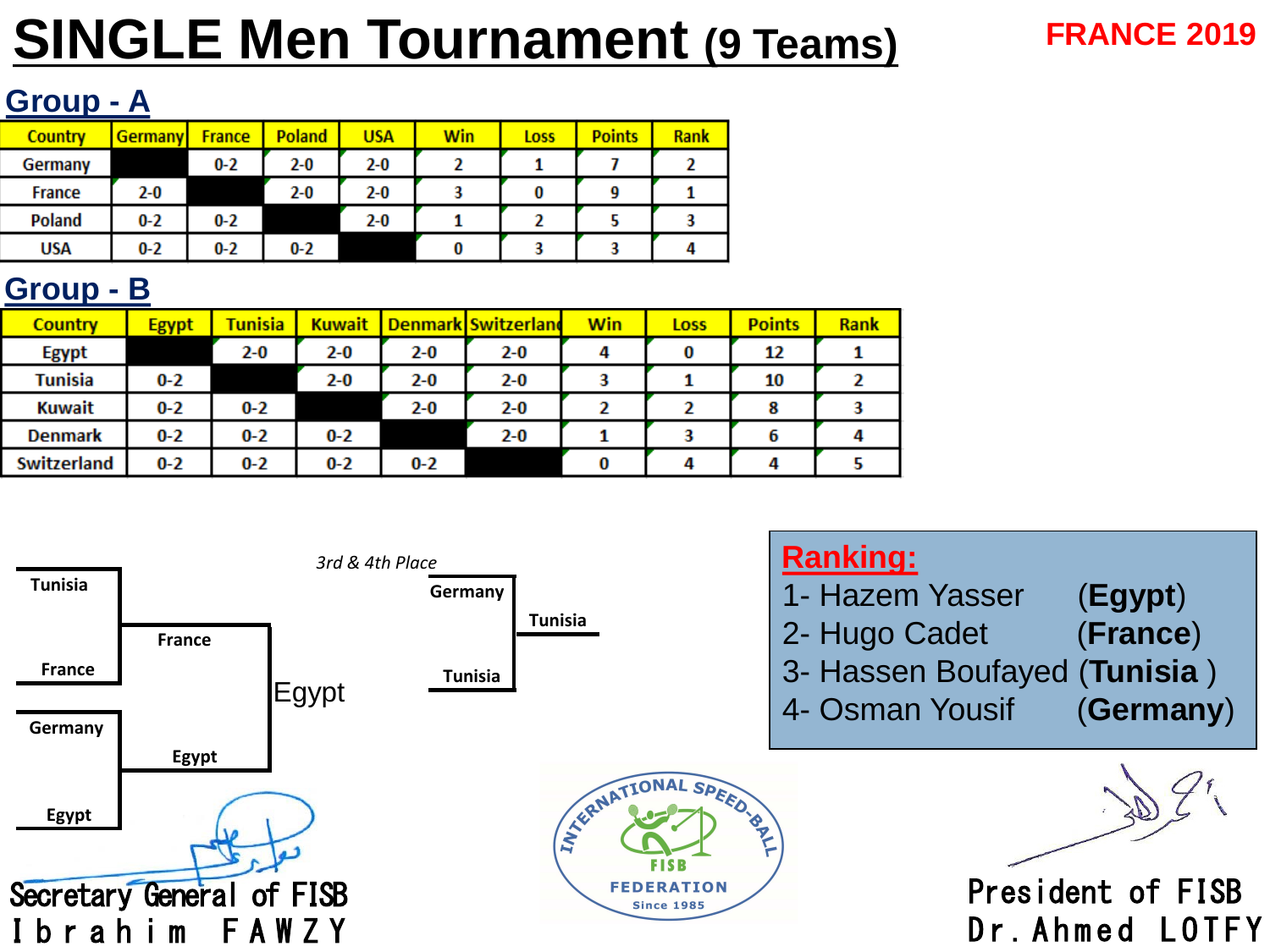# SINGLE Men Tournament (9 Teams)

**FRANCE 2019**

## Group - A

| Country | Germany | France | Poland | USA | Win | Loss | Points | Rank |
|---|---|---|---|---|---|---|---|---|
| Germany | | 0-2 | 2-0 | 2-0 | 2 | 1 | 7 | 2 |
| France | 2-0 | | 2-0 | 2-0 | 3 | 0 | 9 | 1 |
| Poland | 0-2 | 0-2 | | 2-0 | 1 | 2 | 5 | 3 |
| USA | 0-2 | 0-2 | 0-2 | | 0 | 3 | 3 | 4 |

## Group - B

| Country | Egypt | Tunisia | Kuwait | Denmark | Switzerland | Win | Loss | Points | Rank |
|---|---|---|---|---|---|---|---|---|---|
| Egypt | | 2-0 | 2-0 | 2-0 | 2-0 | 4 | 0 | 12 | 1 |
| Tunisia | 0-2 | | 2-0 | 2-0 | 2-0 | 3 | 1 | 10 | 2 |
| Kuwait | 0-2 | 0-2 | | 2-0 | 2-0 | 2 | 2 | 8 | 3 |
| Denmark | 0-2 | 0-2 | 0-2 | | 2-0 | 1 | 3 | 6 | 4 |
| Switzerland | 0-2 | 0-2 | 0-2 | 0-2 | | 0 | 4 | 4 | 5 |

**Semi-finals:**
- Tunisia vs France → France
- Germany vs Egypt → Egypt

**Final:** France vs Egypt → Egypt

*3rd & 4th Place*
- Germany vs Tunisia → Tunisia

**Ranking:**

1- Hazem Yasser (**Egypt**)
2- Hugo Cadet (**France**)
3- Hassen Boufayed (**Tunisia** )
4- Osman Yousif (**Germany**)

INTERNATIONAL SPEED-BALL FISB FEDERATION Since 1985

Secretary General of FISB
Ibrahim FAWZY

President of FISB
Dr. Ahmed LOTFY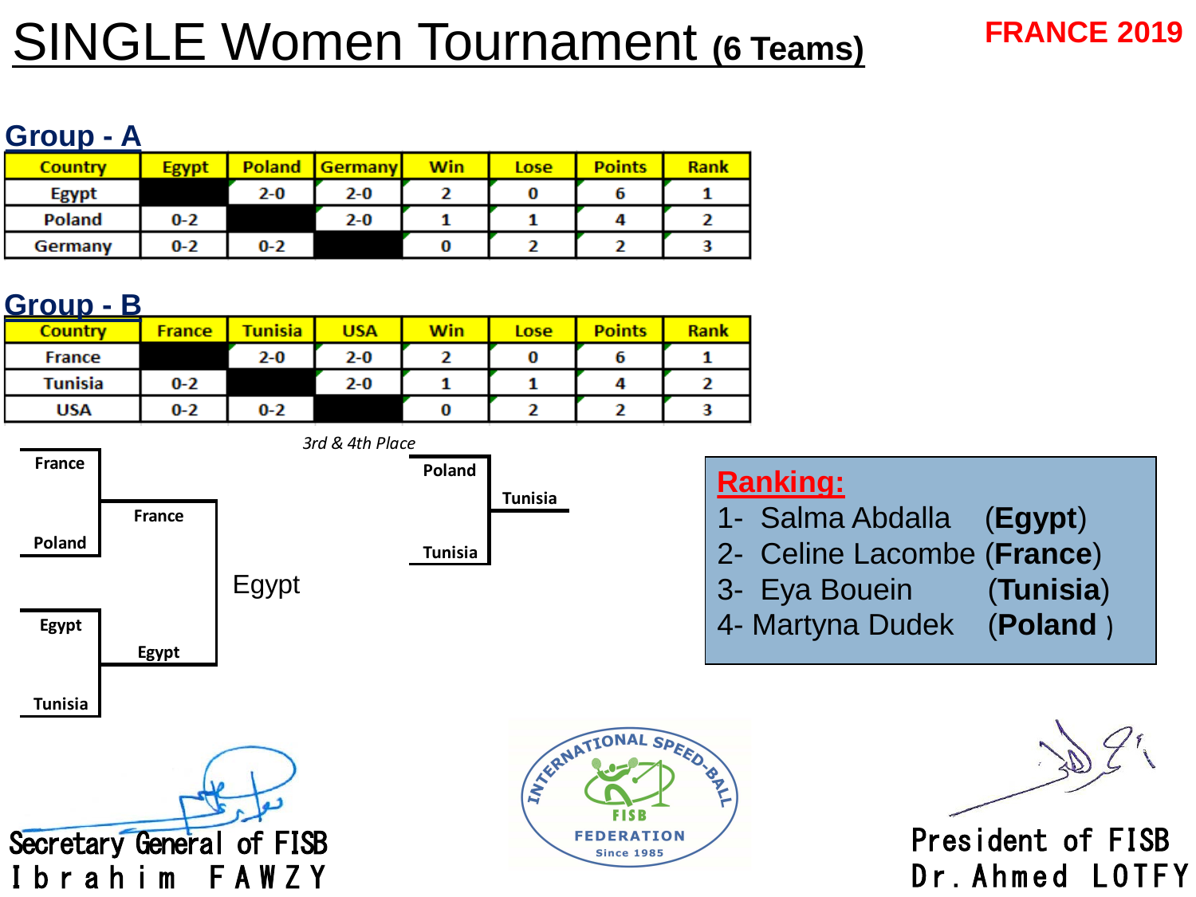# SINGLE Women Tournament (6 Teams)

**FRANCE 2019**

## Group - A

| Country | Egypt | Poland | Germany | Win | Lose | Points | Rank |
|---|---|---|---|---|---|---|---|
| Egypt | | 2-0 | 2-0 | 2 | 0 | 6 | 1 |
| Poland | 0-2 | | 2-0 | 1 | 1 | 4 | 2 |
| Germany | 0-2 | 0-2 | | 0 | 2 | 2 | 3 |

## Group - B

| Country | France | Tunisia | USA | Win | Lose | Points | Rank |
|---|---|---|---|---|---|---|---|
| France | | 2-0 | 2-0 | 2 | 0 | 6 | 1 |
| Tunisia | 0-2 | | 2-0 | 1 | 1 | 4 | 2 |
| USA | 0-2 | 0-2 | | 0 | 2 | 2 | 3 |

**Semi-finals:**
- France vs Poland → France
- Egypt vs Tunisia → Egypt

**Final:** France vs Egypt → Egypt

*3rd & 4th Place*
- Poland vs Tunisia → Tunisia

**Ranking:**

1- Salma Abdalla (**Egypt**)
2- Celine Lacombe (**France**)
3- Eya Bouein (**Tunisia**)
4- Martyna Dudek (**Poland**)

Secretary General of FISB
Ibrahim FAWZY

INTERNATIONAL SPEED-BALL FISB FEDERATION Since 1985

President of FISB
Dr. Ahmed LOTFY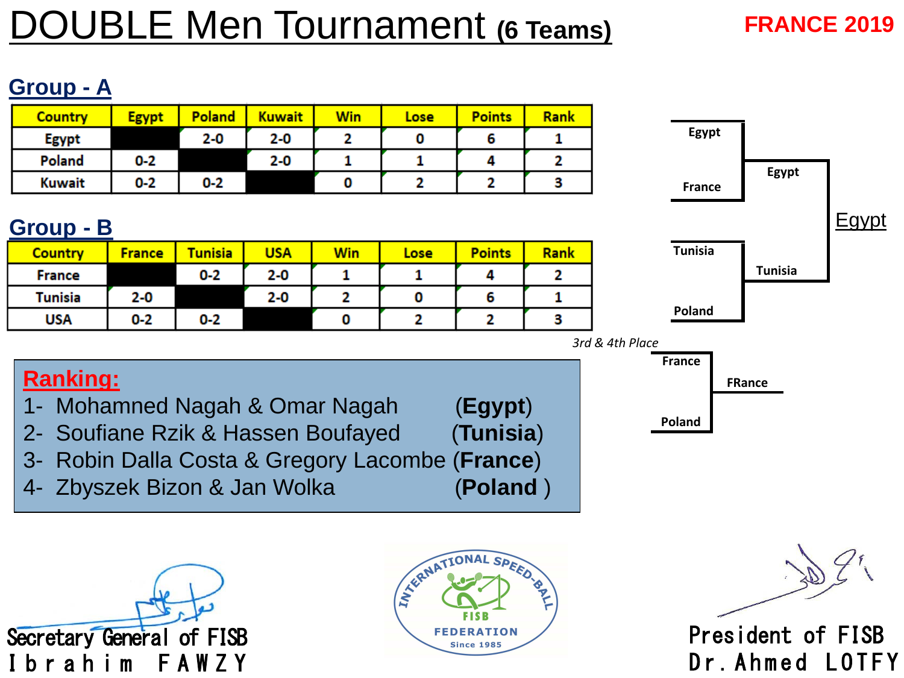# DOUBLE Men Tournament (6 Teams)

**FRANCE 2019**

## Group - A

| Country | Egypt | Poland | Kuwait | Win | Lose | Points | Rank |
|---|---|---|---|---|---|---|---|
| Egypt | | 2-0 | 2-0 | 2 | 0 | 6 | 1 |
| Poland | 0-2 | | 2-0 | 1 | 1 | 4 | 2 |
| Kuwait | 0-2 | 0-2 | | 0 | 2 | 2 | 3 |

## Group - B

| Country | France | Tunisia | USA | Win | Lose | Points | Rank |
|---|---|---|---|---|---|---|---|
| France | | 0-2 | 2-0 | 1 | 1 | 4 | 2 |
| Tunisia | 2-0 | | 2-0 | 2 | 0 | 6 | 1 |
| USA | 0-2 | 0-2 | | 0 | 2 | 2 | 3 |

**Semi-finals:**
- Egypt vs France → Egypt
- Tunisia vs Poland → Tunisia

**Final:** Egypt vs Tunisia → Egypt

*3rd & 4th Place*
- France vs Poland → FRance

## Ranking:

1- Mohamned Nagah & Omar Nagah (**Egypt**)
2- Soufiane Rzik & Hassen Boufayed (**Tunisia**)
3- Robin Dalla Costa & Gregory Lacombe (**France**)
4- Zbyszek Bizon & Jan Wolka (**Poland** )

Secretary General of FISB
Ibrahim FAWZY

INTERNATIONAL SPEED-BALL FISB FEDERATION Since 1985

President of FISB
Dr. Ahmed LOTFY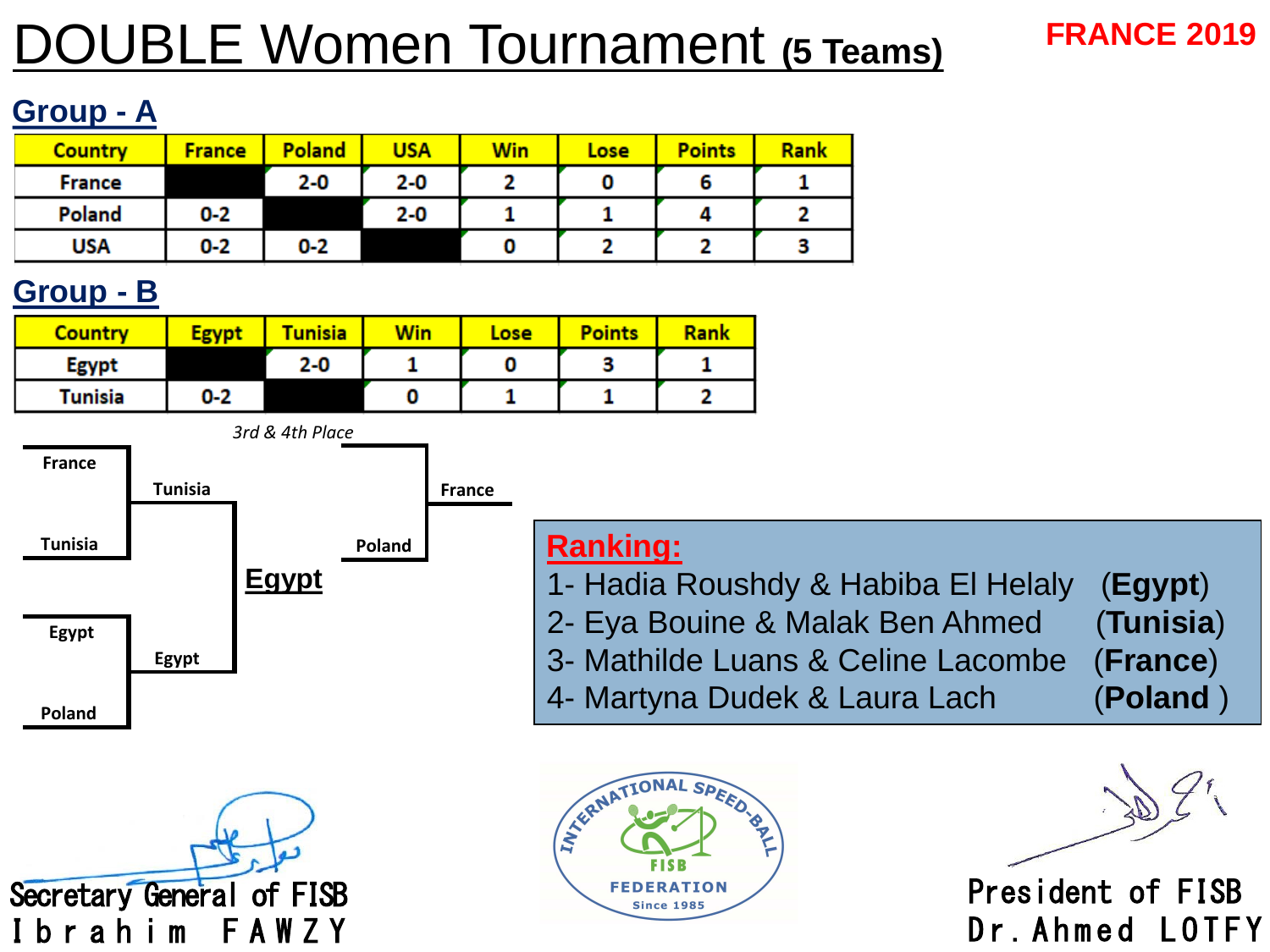# DOUBLE Women Tournament (5 Teams)

**FRANCE 2019**

## Group - A

| Country | France | Poland | USA | Win | Lose | Points | Rank |
|---|---|---|---|---|---|---|---|
| France | | 2-0 | 2-0 | 2 | 0 | 6 | 1 |
| Poland | 0-2 | | 2-0 | 1 | 1 | 4 | 2 |
| USA | 0-2 | 0-2 | | 0 | 2 | 2 | 3 |

## Group - B

| Country | Egypt | Tunisia | Win | Lose | Points | Rank |
|---|---|---|---|---|---|---|
| Egypt | | 2-0 | 1 | 0 | 3 | 1 |
| Tunisia | 0-2 | | 0 | 1 | 1 | 2 |

France vs Tunisia → Tunisia

Egypt vs Poland → Egypt

Final: Tunisia vs Egypt → **Egypt**

*3rd & 4th Place*

France vs Poland → France

**Ranking:**

1- Hadia Roushdy & Habiba El Helaly (**Egypt**)
2- Eya Bouine & Malak Ben Ahmed (**Tunisia**)
3- Mathilde Luans & Celine Lacombe (**France**)
4- Martyna Dudek & Laura Lach (**Poland** )

INTERNATIONAL SPEED-BALL FISB FEDERATION Since 1985

Secretary General of FISB
Ibrahim FAWZY

President of FISB
Dr. Ahmed LOTFY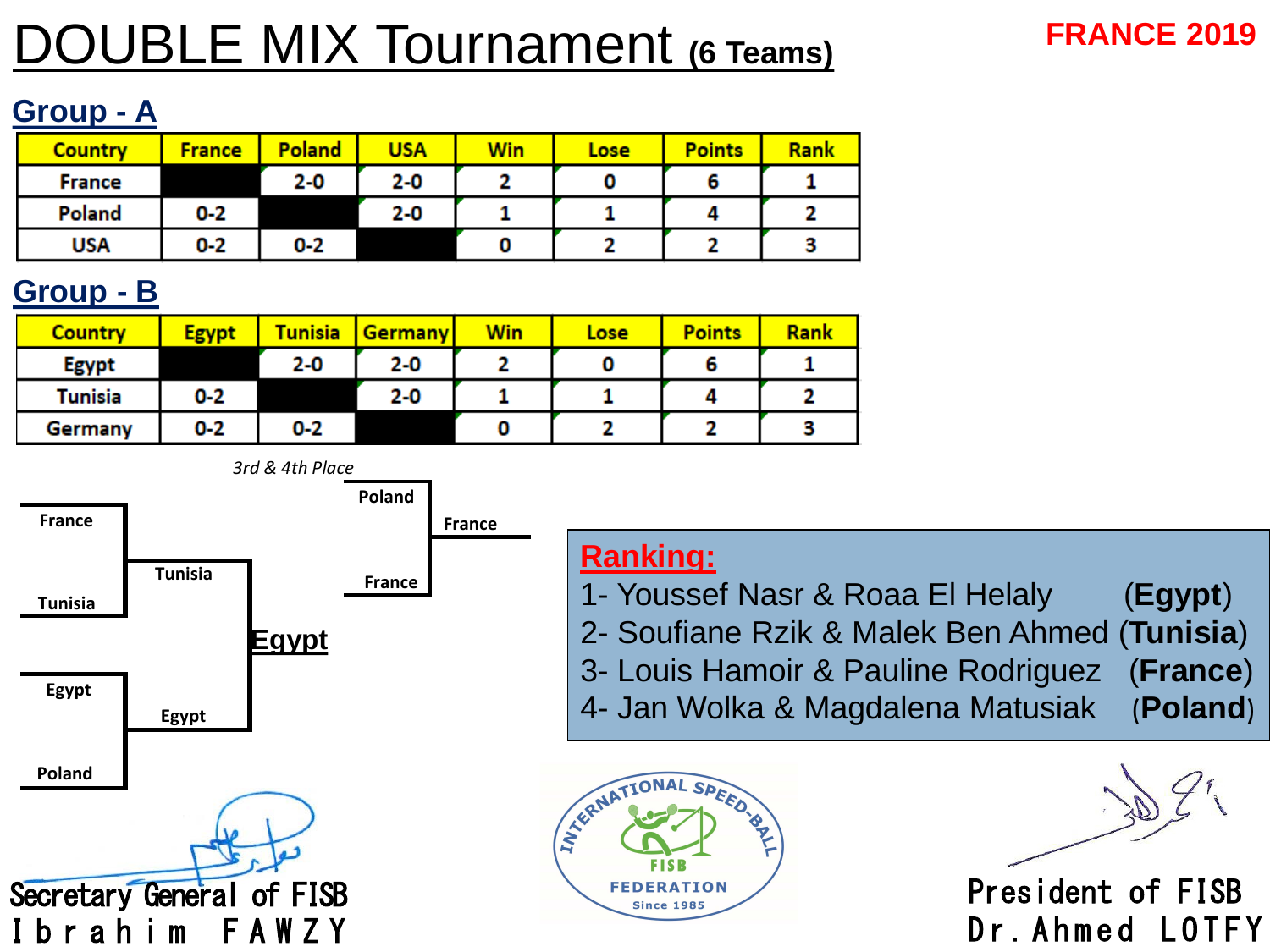# DOUBLE MIX Tournament (6 Teams)

**FRANCE 2019**

## Group - A

| Country | France | Poland | USA | Win | Lose | Points | Rank |
|---|---|---|---|---|---|---|---|
| France | | 2-0 | 2-0 | 2 | 0 | 6 | 1 |
| Poland | 0-2 | | 2-0 | 1 | 1 | 4 | 2 |
| USA | 0-2 | 0-2 | | 0 | 2 | 2 | 3 |

## Group - B

| Country | Egypt | Tunisia | Germany | Win | Lose | Points | Rank |
|---|---|---|---|---|---|---|---|
| Egypt | | 2-0 | 2-0 | 2 | 0 | 6 | 1 |
| Tunisia | 0-2 | | 2-0 | 1 | 1 | 4 | 2 |
| Germany | 0-2 | 0-2 | | 0 | 2 | 2 | 3 |

Semi-finals:
- France vs Tunisia → Tunisia
- Egypt vs Poland → Egypt

Final: Tunisia vs Egypt → **Egypt**

*3rd & 4th Place*
- Poland vs France → France

**Ranking:**

1- Youssef Nasr & Roaa El Helaly (**Egypt**)
2- Soufiane Rzik & Malek Ben Ahmed (**Tunisia**)
3- Louis Hamoir & Pauline Rodriguez (**France**)
4- Jan Wolka & Magdalena Matusiak (**Poland**)

INTERNATIONAL SPEED-BALL FISB FEDERATION Since 1985

Secretary General of FISB
Ibrahim FAWZY

President of FISB
Dr. Ahmed LOTFY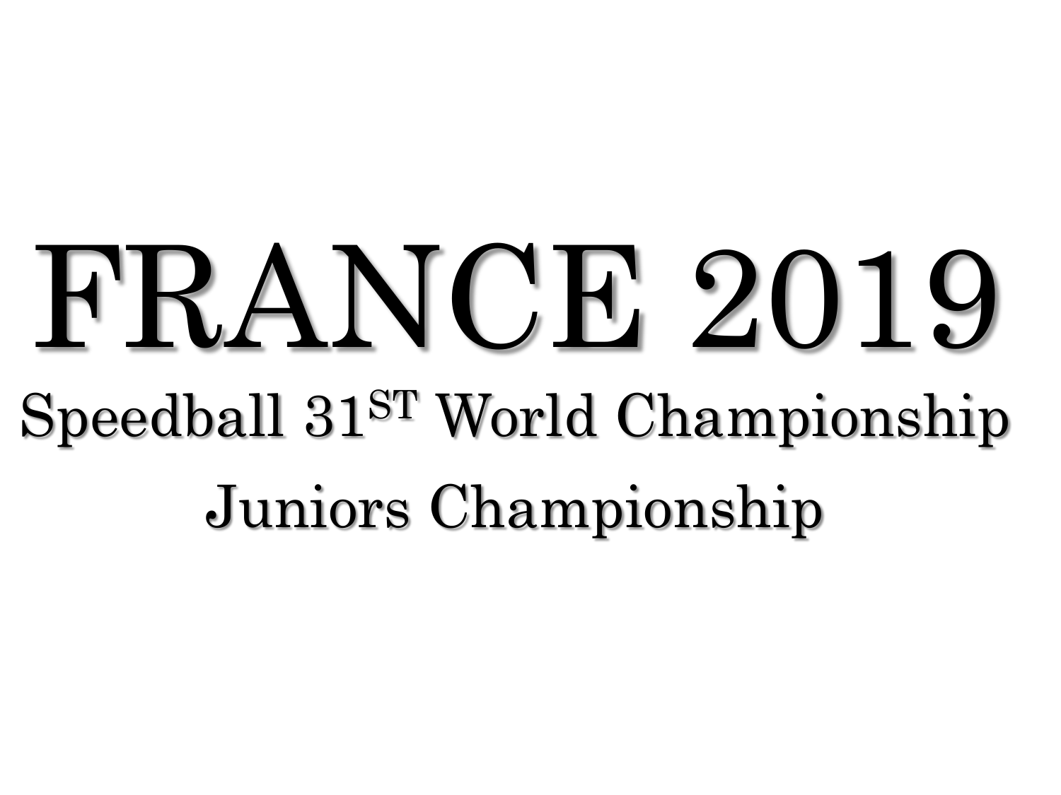# FRANCE 2019

## Speedball 31ST World Championship

## Juniors Championship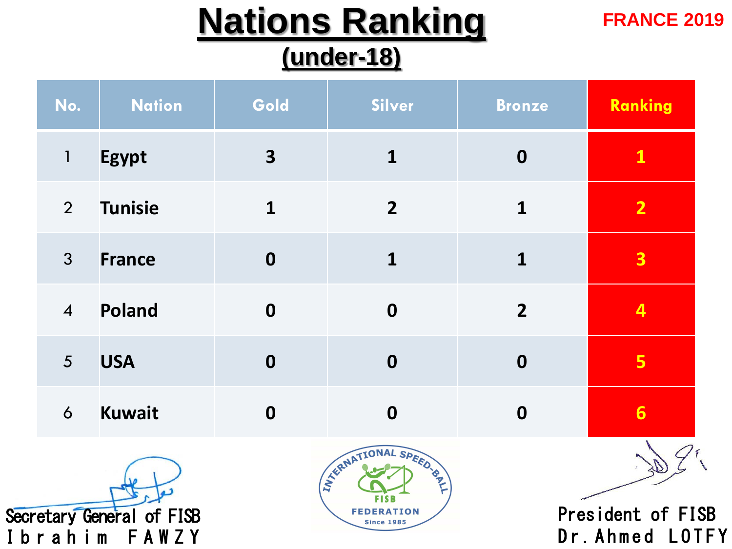# Nations Ranking

## (under-18)

FRANCE 2019

| No. | Nation | Gold | Silver | Bronze | Ranking |
|---|---|---|---|---|---|
| 1 | **Egypt** | **3** | **1** | **0** | **1** |
| 2 | **Tunisie** | **1** | **2** | **1** | **2** |
| 3 | **France** | **0** | **1** | **1** | **3** |
| 4 | **Poland** | **0** | **0** | **2** | **4** |
| 5 | **USA** | **0** | **0** | **0** | **5** |
| 6 | **Kuwait** | **0** | **0** | **0** | **6** |

Secretary General of FISB
Ibrahim FAWZY

INTERNATIONAL SPEED-BALL FISB FEDERATION Since 1985

President of FISB
Dr. Ahmed LOTFY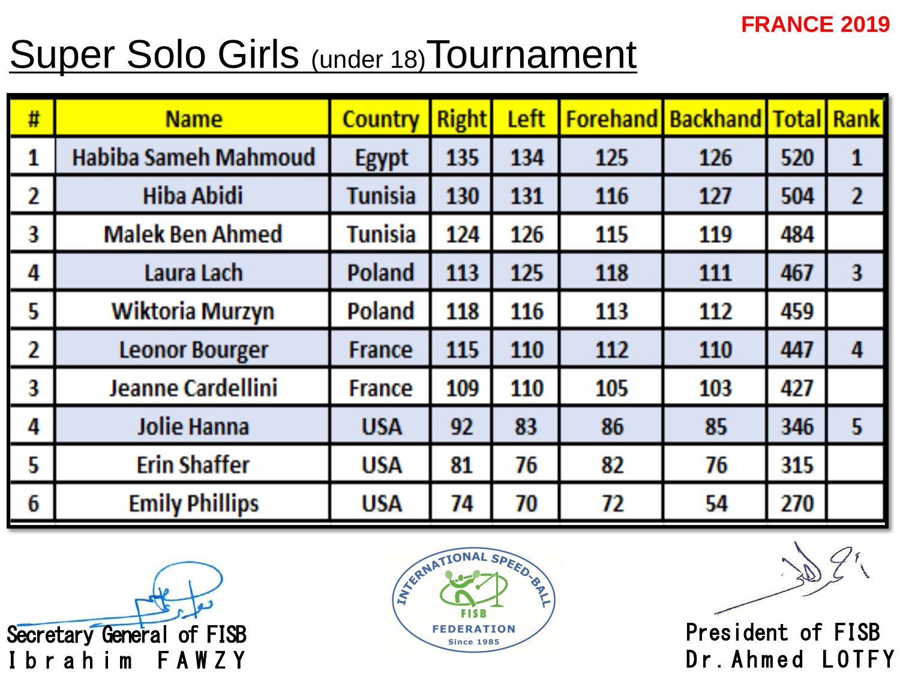FRANCE 2019

# Super Solo Girls (under 18) Tournament

| # | Name | Country | Right | Left | Forehand | Backhand | Total | Rank |
|---|---|---|---|---|---|---|---|---|
| 1 | Habiba Sameh Mahmoud | Egypt | 135 | 134 | 125 | 126 | 520 | 1 |
| 2 | Hiba Abidi | Tunisia | 130 | 131 | 116 | 127 | 504 | 2 |
| 3 | Malek Ben Ahmed | Tunisia | 124 | 126 | 115 | 119 | 484 | |
| 4 | Laura Lach | Poland | 113 | 125 | 118 | 111 | 467 | 3 |
| 5 | Wiktoria Murzyn | Poland | 118 | 116 | 113 | 112 | 459 | |
| 2 | Leonor Bourger | France | 115 | 110 | 112 | 110 | 447 | 4 |
| 3 | Jeanne Cardellini | France | 109 | 110 | 105 | 103 | 427 | |
| 4 | Jolie Hanna | USA | 92 | 83 | 86 | 85 | 346 | 5 |
| 5 | Erin Shaffer | USA | 81 | 76 | 82 | 76 | 315 | |
| 6 | Emily Phillips | USA | 74 | 70 | 72 | 54 | 270 | |

Secretary General of FISB
Ibrahim FAWZY

INTERNATIONAL SPEED-BALL FISB FEDERATION Since 1985

President of FISB
Dr. Ahmed LOTFY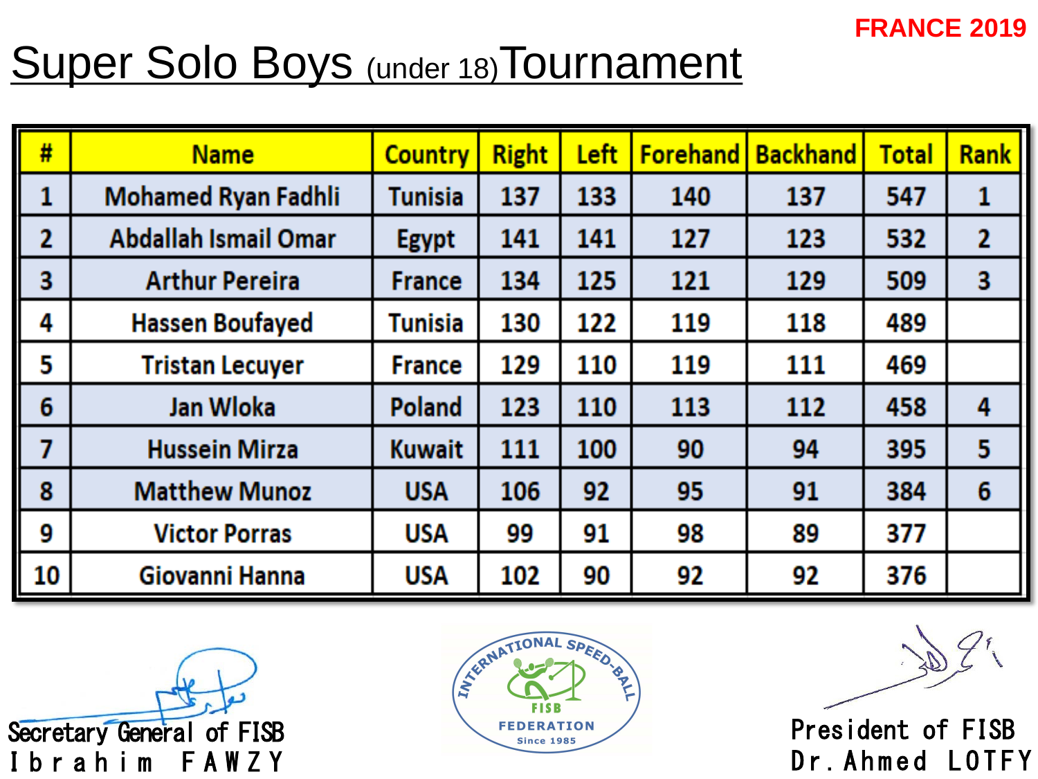FRANCE 2019

# Super Solo Boys (under 18) Tournament

| # | Name | Country | Right | Left | Forehand | Backhand | Total | Rank |
|---|---|---|---|---|---|---|---|---|
| 1 | Mohamed Ryan Fadhli | Tunisia | 137 | 133 | 140 | 137 | 547 | 1 |
| 2 | Abdallah Ismail Omar | Egypt | 141 | 141 | 127 | 123 | 532 | 2 |
| 3 | Arthur Pereira | France | 134 | 125 | 121 | 129 | 509 | 3 |
| 4 | Hassen Boufayed | Tunisia | 130 | 122 | 119 | 118 | 489 | |
| 5 | Tristan Lecuyer | France | 129 | 110 | 119 | 111 | 469 | |
| 6 | Jan Wloka | Poland | 123 | 110 | 113 | 112 | 458 | 4 |
| 7 | Hussein Mirza | Kuwait | 111 | 100 | 90 | 94 | 395 | 5 |
| 8 | Matthew Munoz | USA | 106 | 92 | 95 | 91 | 384 | 6 |
| 9 | Victor Porras | USA | 99 | 91 | 98 | 89 | 377 | |
| 10 | Giovanni Hanna | USA | 102 | 90 | 92 | 92 | 376 | |

Secretary General of FISB
Ibrahim FAWZY

INTERNATIONAL SPEED-BALL FISB FEDERATION Since 1985

President of FISB
Dr. Ahmed LOTFY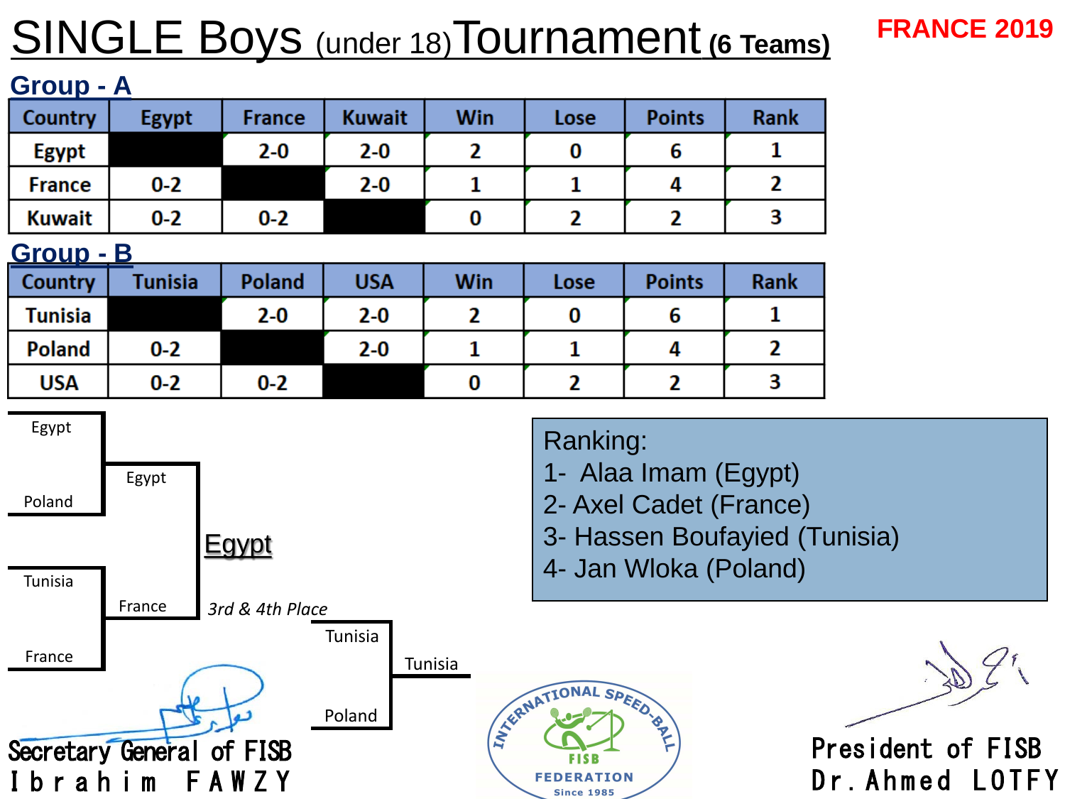# SINGLE Boys (under 18) Tournament (6 Teams)

**FRANCE 2019**

## Group - A

| Country | Egypt | France | Kuwait | Win | Lose | Points | Rank |
|---|---|---|---|---|---|---|---|
| Egypt | | 2-0 | 2-0 | 2 | 0 | 6 | 1 |
| France | 0-2 | | 2-0 | 1 | 1 | 4 | 2 |
| Kuwait | 0-2 | 0-2 | | 0 | 2 | 2 | 3 |

## Group - B

| Country | Tunisia | Poland | USA | Win | Lose | Points | Rank |
|---|---|---|---|---|---|---|---|
| Tunisia | | 2-0 | 2-0 | 2 | 0 | 6 | 1 |
| Poland | 0-2 | | 2-0 | 1 | 1 | 4 | 2 |
| USA | 0-2 | 0-2 | | 0 | 2 | 2 | 3 |

Egypt
Poland
Egypt

Tunisia
France
France

Egypt

*3rd & 4th Place*

Tunisia
Poland
Tunisia

Ranking:
1- Alaa Imam (Egypt)
2- Axel Cadet (France)
3- Hassen Boufayied (Tunisia)
4- Jan Wloka (Poland)

Secretary General of FISB
Ibrahim FAWZY

INTERNATIONAL SPEED-BALL FISB FEDERATION Since 1985

President of FISB
Dr. Ahmed LOTFY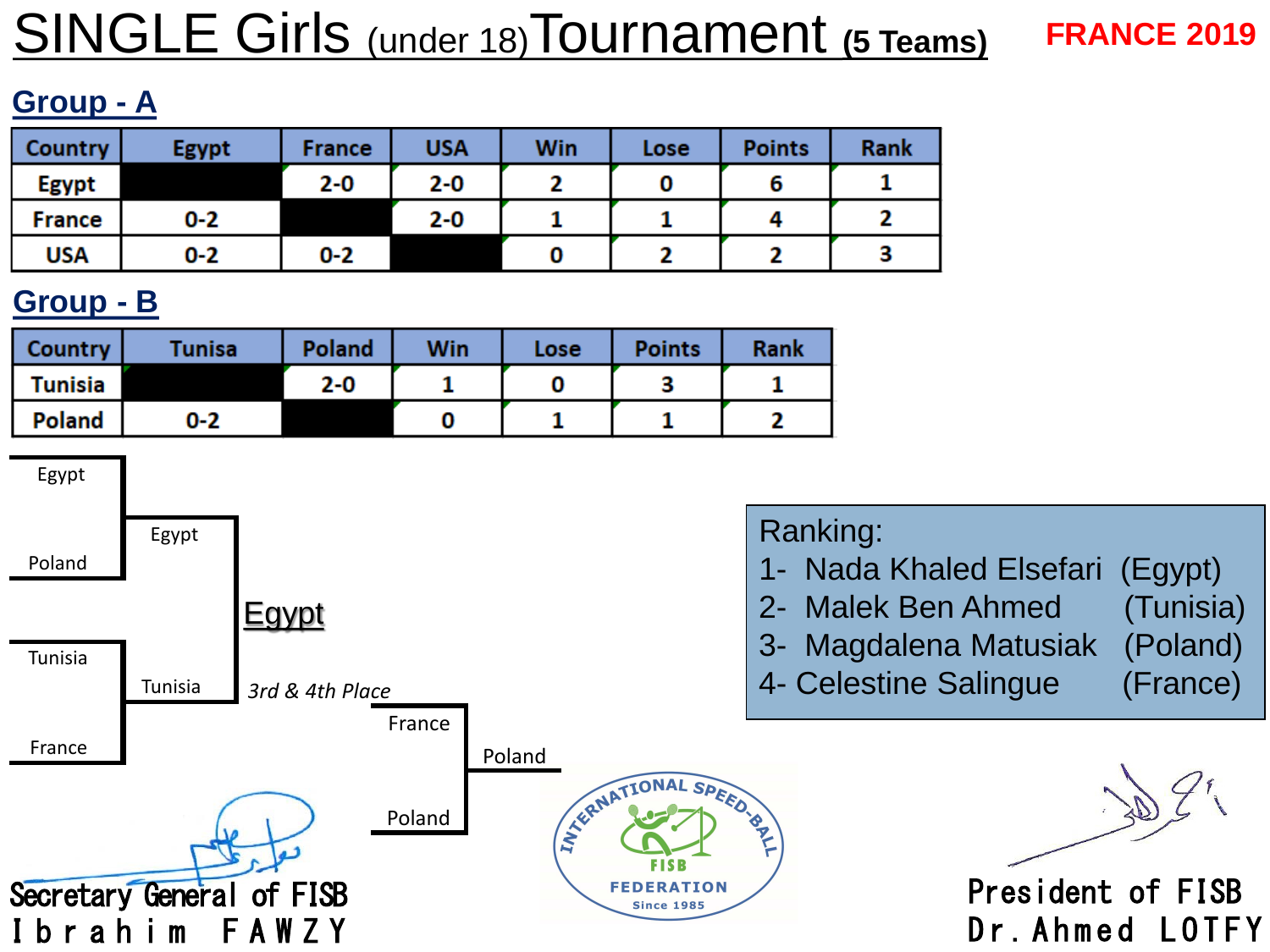# SINGLE Girls (under 18) Tournament (5 Teams)

**FRANCE 2019**

## Group - A

| Country | Egypt | France | USA | Win | Lose | Points | Rank |
|---|---|---|---|---|---|---|---|
| Egypt | | 2-0 | 2-0 | 2 | 0 | 6 | 1 |
| France | 0-2 | | 2-0 | 1 | 1 | 4 | 2 |
| USA | 0-2 | 0-2 | | 0 | 2 | 2 | 3 |

## Group - B

| Country | Tunisa | Poland | Win | Lose | Points | Rank |
|---|---|---|---|---|---|---|
| Tunisia | | 2-0 | 1 | 0 | 3 | 1 |
| Poland | 0-2 | | 0 | 1 | 1 | 2 |

Egypt
Poland
Egypt
Tunisia
France
Tunisia
Egypt

*3rd & 4th Place*

France
Poland
Poland

Ranking:
1- Nada Khaled Elsefari (Egypt)
2- Malek Ben Ahmed (Tunisia)
3- Magdalena Matusiak (Poland)
4- Celestine Salingue (France)

INTERNATIONAL SPEED-BALL FISB FEDERATION Since 1985

Secretary General of FISB
Ibrahim FAWZY

President of FISB
Dr. Ahmed LOTFY